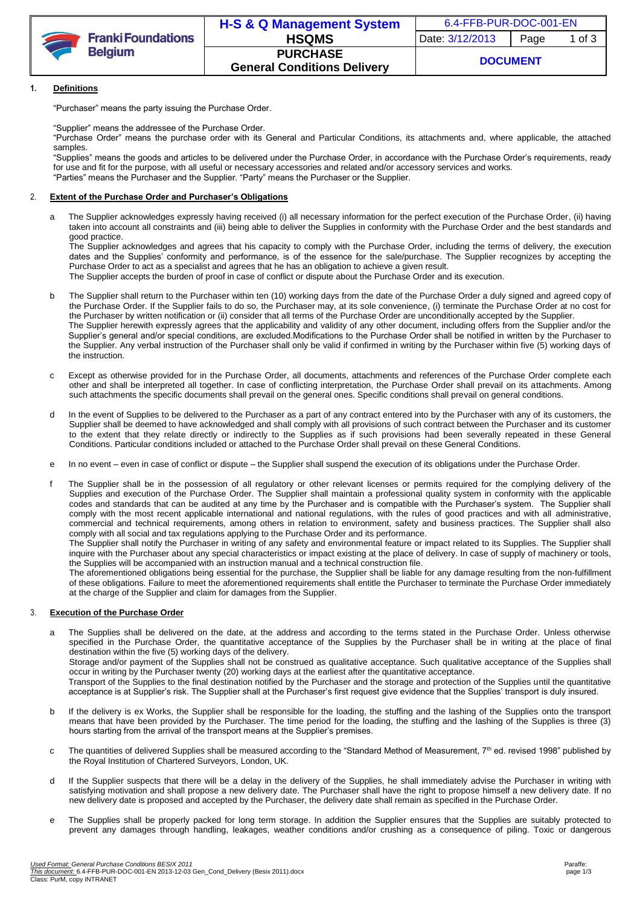## 1. Definitions

"Purchaser" means the party issuing the Purchase Order.

"Supplier" means the addressee of the Purchase Order.

"Purchase Order" means the purchase order with its General and Particular Conditions, its attachments and, where applicable, the attached samples.

"Supplies" means the goods and articles to be delivered under the Purchase Order, in accordance with the Purchase Order's requirements, ready for use and fit for the purpose, with all useful or necessary accessories and related and/or accessory services and works.

"Parties" means the Purchaser and the Supplier. "Party" means the Purchaser or the Supplier.

## 2. Extent of the Purchase Order and Purchaser's Obligations

a The Supplier acknowledges expressly having received (i) all necessary information for the perfect execution of the Purchase Order, (ii) having taken into account all constraints and (iii) being able to deliver the Supplies in conformity with the Purchase Order and the best standards and good practice.

The Supplier acknowledges and agrees that his capacity to comply with the Purchase Order, including the terms of delivery, the execution dates and the Supplies' conformity and performance, is of the essence for the sale/purchase. The Supplier recognizes by accepting the Purchase Order to act as a specialist and agrees that he has an obligation to achieve a given result.

The Supplier accepts the burden of proof in case of conflict or dispute about the Purchase Order and its execution.

b The Supplier shall return to the Purchaser within ten (10) working days from the date of the Purchase Order a duly signed and agreed copy of the Purchase Order. If the Supplier fails to do so, the Purchaser may, at its sole convenience, (i) terminate the Purchase Order at no cost for the Purchaser by written notification or (ii) consider that all terms of the Purchase Order are unconditionally accepted by the Supplier.

The Supplier herewith expressly agrees that the applicability and validity of any other document, including offers from the Supplier and/or the Supplier's general and/or special conditions, are excluded.Modifications to the Purchase Order shall be notified in written by the Purchaser to the Supplier. Any verbal instruction of the Purchaser shall only be valid if confirmed in writing by the Purchaser within five (5) working days of the instruction.

c Except as otherwise provided for in the Purchase Order, all documents, attachments and references of the Purchase Order complete each other and shall be interpreted all together. In case of conflicting interpretation, the Purchase Order shall prevail on its attachments. Among such attachments the specific documents shall prevail on the general ones. Specific conditions shall prevail on general conditions.

d In the event of Supplies to be delivered to the Purchaser as a part of any contract entered into by the Purchaser with any of its customers, the Supplier shall be deemed to have acknowledged and shall comply with all provisions of such contract between the Purchaser and its customer to the extent that they relate directly or indirectly to the Supplies as if such provisions had been severally repeated in these General Conditions. Particular conditions included or attached to the Purchase Order shall prevail on these General Conditions.

e In no event – even in case of conflict or dispute – the Supplier shall suspend the execution of its obligations under the Purchase Order.

f The Supplier shall be in the possession of all regulatory or other relevant licenses or permits required for the complying delivery of the Supplies and execution of the Purchase Order. The Supplier shall maintain a professional quality system in conformity with the applicable codes and standards that can be audited at any time by the Purchaser and is compatible with the Purchaser's system. The Supplier shall comply with the most recent applicable international and national regulations, with the rules of good practices and with all administrative, commercial and technical requirements, among others in relation to environment, safety and business practices. The Supplier shall also comply with all social and tax regulations applying to the Purchase Order and its performance.

The Supplier shall notify the Purchaser in writing of any safety and environmental feature or impact related to its Supplies. The Supplier shall inquire with the Purchaser about any special characteristics or impact existing at the place of delivery. In case of supply of machinery or tools, the Supplies will be accompanied with an instruction manual and a technical construction file.

The aforementioned obligations being essential for the purchase, the Supplier shall be liable for any damage resulting from the non-fulfillment of these obligations. Failure to meet the aforementioned requirements shall entitle the Purchaser to terminate the Purchase Order immediately at the charge of the Supplier and claim for damages from the Supplier.

## 3. Execution of the Purchase Order

a The Supplies shall be delivered on the date, at the address and according to the terms stated in the Purchase Order. Unless otherwise specified in the Purchase Order, the quantitative acceptance of the Supplies by the Purchaser shall be in writing at the place of final destination within the five (5) working days of the delivery.

Storage and/or payment of the Supplies shall not be construed as qualitative acceptance. Such qualitative acceptance of the Supplies shall occur in writing by the Purchaser twenty (20) working days at the earliest after the quantitative acceptance.

Transport of the Supplies to the final destination notified by the Purchaser and the storage and protection of the Supplies until the quantitative acceptance is at Supplier's risk. The Supplier shall at the Purchaser's first request give evidence that the Supplies' transport is duly insured.

b If the delivery is ex Works, the Supplier shall be responsible for the loading, the stuffing and the lashing of the Supplies onto the transport means that have been provided by the Purchaser. The time period for the loading, the stuffing and the lashing of the Supplies is three (3) hours starting from the arrival of the transport means at the Supplier's premises.

c The quantities of delivered Supplies shall be measured according to the "Standard Method of Measurement, 7th ed. revised 1998" published by the Royal Institution of Chartered Surveyors, London, UK.

d If the Supplier suspects that there will be a delay in the delivery of the Supplies, he shall immediately advise the Purchaser in writing with satisfying motivation and shall propose a new delivery date. The Purchaser shall have the right to propose himself a new delivery date. If no new delivery date is proposed and accepted by the Purchaser, the delivery date shall remain as specified in the Purchase Order.

e The Supplies shall be properly packed for long term storage. In addition the Supplier ensures that the Supplies are suitably protected to prevent any damages through handling, leakages, weather conditions and/or crushing as a consequence of piling. Toxic or dangerous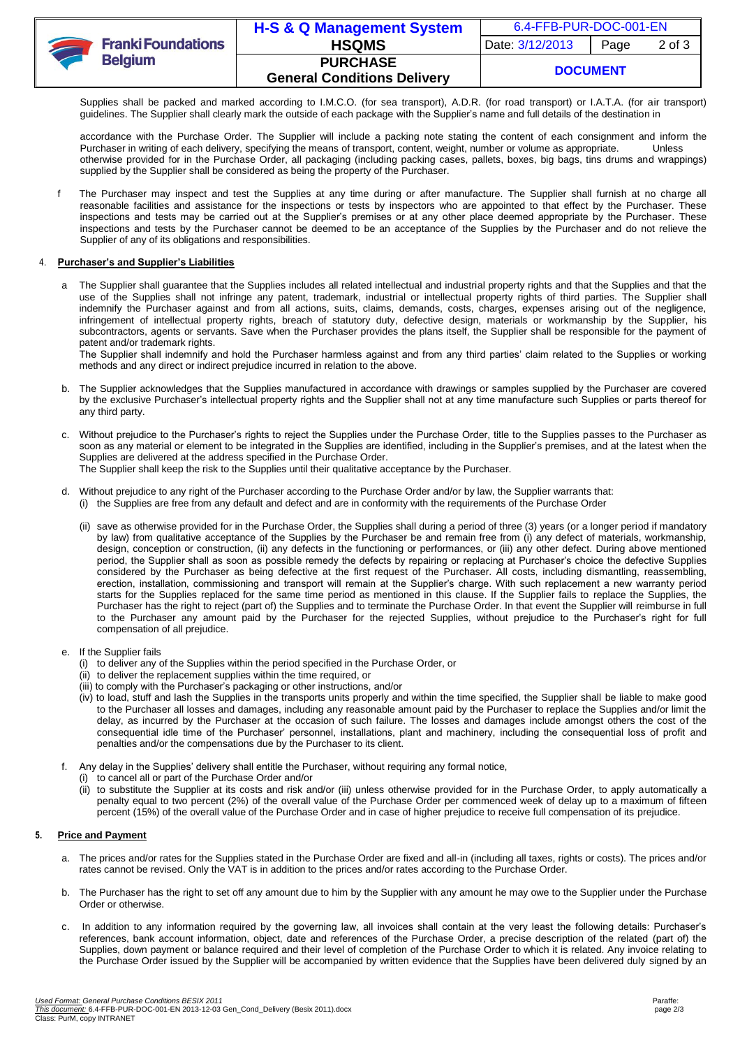Supplies shall be packed and marked according to I.M.C.O. (for sea transport), A.D.R. (for road transport) or I.A.T.A. (for air transport) guidelines. The Supplier shall clearly mark the outside of each package with the Supplier's name and full details of the destination in

accordance with the Purchase Order. The Supplier will include a packing note stating the content of each consignment and inform the Purchaser in writing of each delivery, specifying the means of transport, content, weight, number or volume as appropriate. Unless otherwise provided for in the Purchase Order, all packaging (including packing cases, pallets, boxes, big bags, tins drums and wrappings) supplied by the Supplier shall be considered as being the property of the Purchaser.

f The Purchaser may inspect and test the Supplies at any time during or after manufacture. The Supplier shall furnish at no charge all reasonable facilities and assistance for the inspections or tests by inspectors who are appointed to that effect by the Purchaser. These inspections and tests may be carried out at the Supplier's premises or at any other place deemed appropriate by the Purchaser. These inspections and tests by the Purchaser cannot be deemed to be an acceptance of the Supplies by the Purchaser and do not relieve the Supplier of any of its obligations and responsibilities.

4. **Purchaser's and Supplier's Liabilities**

a The Supplier shall guarantee that the Supplies includes all related intellectual and industrial property rights and that the Supplies and that the use of the Supplies shall not infringe any patent, trademark, industrial or intellectual property rights of third parties. The Supplier shall indemnify the Purchaser against and from all actions, suits, claims, demands, costs, charges, expenses arising out of the negligence, infringement of intellectual property rights, breach of statutory duty, defective design, materials or workmanship by the Supplier, his subcontractors, agents or servants. Save when the Purchaser provides the plans itself, the Supplier shall be responsible for the payment of patent and/or trademark rights.
The Supplier shall indemnify and hold the Purchaser harmless against and from any third parties' claim related to the Supplies or working methods and any direct or indirect prejudice incurred in relation to the above.

b. The Supplier acknowledges that the Supplies manufactured in accordance with drawings or samples supplied by the Purchaser are covered by the exclusive Purchaser's intellectual property rights and the Supplier shall not at any time manufacture such Supplies or parts thereof for any third party.

c. Without prejudice to the Purchaser's rights to reject the Supplies under the Purchase Order, title to the Supplies passes to the Purchaser as soon as any material or element to be integrated in the Supplies are identified, including in the Supplier's premises, and at the latest when the Supplies are delivered at the address specified in the Purchase Order.
The Supplier shall keep the risk to the Supplies until their qualitative acceptance by the Purchaser.

d. Without prejudice to any right of the Purchaser according to the Purchase Order and/or by law, the Supplier warrants that:
   (i) the Supplies are free from any default and defect and are in conformity with the requirements of the Purchase Order

   (ii) save as otherwise provided for in the Purchase Order, the Supplies shall during a period of three (3) years (or a longer period if mandatory by law) from qualitative acceptance of the Supplies by the Purchaser be and remain free from (i) any defect of materials, workmanship, design, conception or construction, (ii) any defects in the functioning or performances, or (iii) any other defect. During above mentioned period, the Supplier shall as soon as possible remedy the defects by repairing or replacing at Purchaser's choice the defective Supplies considered by the Purchaser as being defective at the first request of the Purchaser. All costs, including dismantling, reassembling, erection, installation, commissioning and transport will remain at the Supplier's charge. With such replacement a new warranty period starts for the Supplies replaced for the same time period as mentioned in this clause. If the Supplier fails to replace the Supplies, the Purchaser has the right to reject (part of) the Supplies and to terminate the Purchase Order. In that event the Supplier will reimburse in full to the Purchaser any amount paid by the Purchaser for the rejected Supplies, without prejudice to the Purchaser's right for full compensation of all prejudice.

e. If the Supplier fails
   (i) to deliver any of the Supplies within the period specified in the Purchase Order, or
   (ii) to deliver the replacement supplies within the time required, or
   (iii) to comply with the Purchaser's packaging or other instructions, and/or
   (iv) to load, stuff and lash the Supplies in the transports units properly and within the time specified, the Supplier shall be liable to make good to the Purchaser all losses and damages, including any reasonable amount paid by the Purchaser to replace the Supplies and/or limit the delay, as incurred by the Purchaser at the occasion of such failure. The losses and damages include amongst others the cost of the consequential idle time of the Purchaser' personnel, installations, plant and machinery, including the consequential loss of profit and penalties and/or the compensations due by the Purchaser to its client.

f. Any delay in the Supplies' delivery shall entitle the Purchaser, without requiring any formal notice,
   (i) to cancel all or part of the Purchase Order and/or
   (ii) to substitute the Supplier at its costs and risk and/or (iii) unless otherwise provided for in the Purchase Order, to apply automatically a penalty equal to two percent (2%) of the overall value of the Purchase Order per commenced week of delay up to a maximum of fifteen percent (15%) of the overall value of the Purchase Order and in case of higher prejudice to receive full compensation of its prejudice.

5. **Price and Payment**

a. The prices and/or rates for the Supplies stated in the Purchase Order are fixed and all-in (including all taxes, rights or costs). The prices and/or rates cannot be revised. Only the VAT is in addition to the prices and/or rates according to the Purchase Order.

b. The Purchaser has the right to set off any amount due to him by the Supplier with any amount he may owe to the Supplier under the Purchase Order or otherwise.

c. In addition to any information required by the governing law, all invoices shall contain at the very least the following details: Purchaser's references, bank account information, object, date and references of the Purchase Order, a precise description of the related (part of) the Supplies, down payment or balance required and their level of completion of the Purchase Order to which it is related. Any invoice relating to the Purchase Order issued by the Supplier will be accompanied by written evidence that the Supplies have been delivered duly signed by an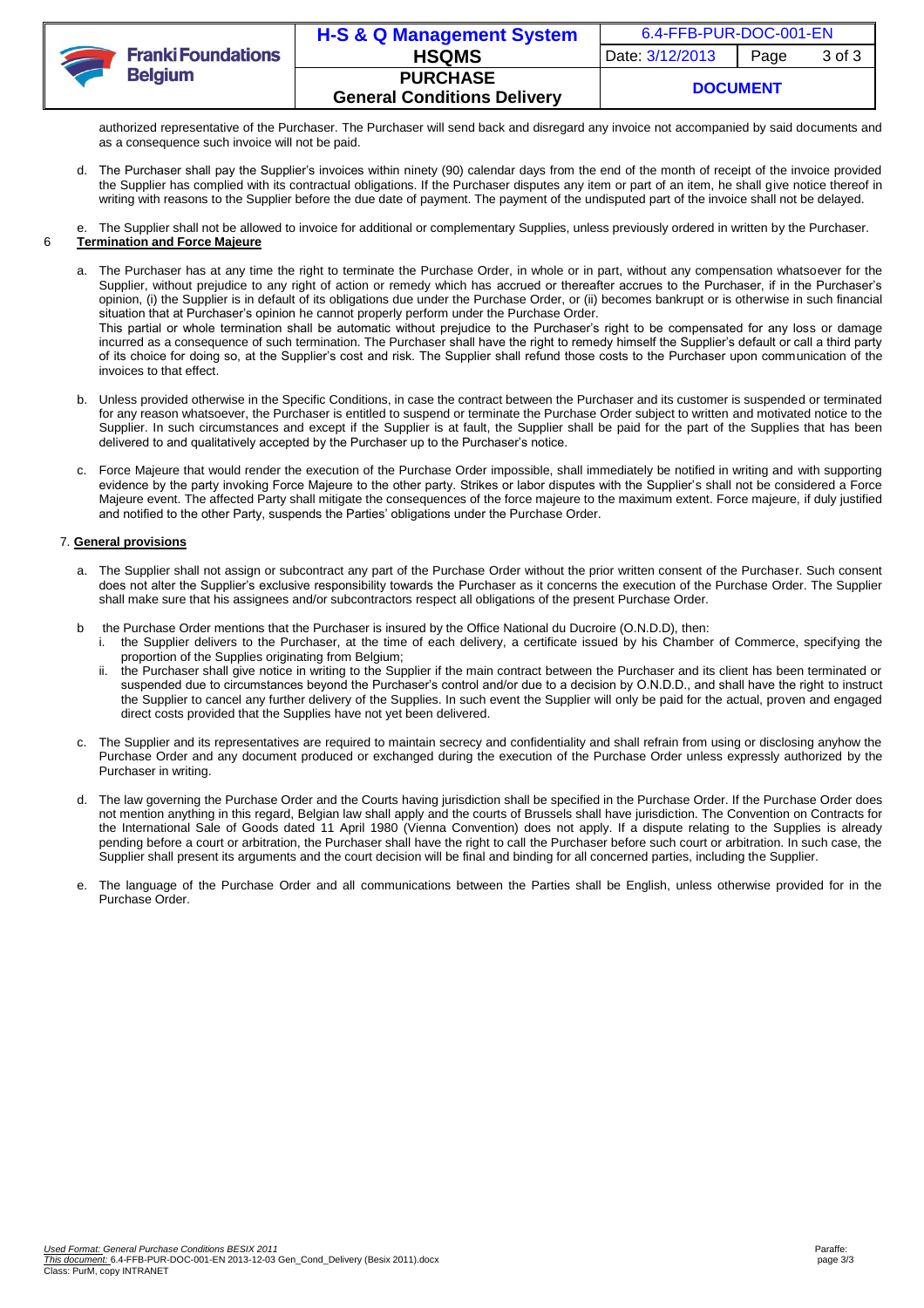authorized representative of the Purchaser. The Purchaser will send back and disregard any invoice not accompanied by said documents and as a consequence such invoice will not be paid.

d. The Purchaser shall pay the Supplier's invoices within ninety (90) calendar days from the end of the month of receipt of the invoice provided the Supplier has complied with its contractual obligations. If the Purchaser disputes any item or part of an item, he shall give notice thereof in writing with reasons to the Supplier before the due date of payment. The payment of the undisputed part of the invoice shall not be delayed.

e. The Supplier shall not be allowed to invoice for additional or complementary Supplies, unless previously ordered in written by the Purchaser.

## 6 Termination and Force Majeure

a. The Purchaser has at any time the right to terminate the Purchase Order, in whole or in part, without any compensation whatsoever for the Supplier, without prejudice to any right of action or remedy which has accrued or thereafter accrues to the Purchaser, if in the Purchaser's opinion, (i) the Supplier is in default of its obligations due under the Purchase Order, or (ii) becomes bankrupt or is otherwise in such financial situation that at Purchaser's opinion he cannot properly perform under the Purchase Order.
This partial or whole termination shall be automatic without prejudice to the Purchaser's right to be compensated for any loss or damage incurred as a consequence of such termination. The Purchaser shall have the right to remedy himself the Supplier's default or call a third party of its choice for doing so, at the Supplier's cost and risk. The Supplier shall refund those costs to the Purchaser upon communication of the invoices to that effect.

b. Unless provided otherwise in the Specific Conditions, in case the contract between the Purchaser and its customer is suspended or terminated for any reason whatsoever, the Purchaser is entitled to suspend or terminate the Purchase Order subject to written and motivated notice to the Supplier. In such circumstances and except if the Supplier is at fault, the Supplier shall be paid for the part of the Supplies that has been delivered to and qualitatively accepted by the Purchaser up to the Purchaser's notice.

c. Force Majeure that would render the execution of the Purchase Order impossible, shall immediately be notified in writing and with supporting evidence by the party invoking Force Majeure to the other party. Strikes or labor disputes with the Supplier's shall not be considered a Force Majeure event. The affected Party shall mitigate the consequences of the force majeure to the maximum extent. Force majeure, if duly justified and notified to the other Party, suspends the Parties' obligations under the Purchase Order.

## 7. General provisions

a. The Supplier shall not assign or subcontract any part of the Purchase Order without the prior written consent of the Purchaser. Such consent does not alter the Supplier's exclusive responsibility towards the Purchaser as it concerns the execution of the Purchase Order. The Supplier shall make sure that his assignees and/or subcontractors respect all obligations of the present Purchase Order.

b the Purchase Order mentions that the Purchaser is insured by the Office National du Ducroire (O.N.D.D), then:

   i. the Supplier delivers to the Purchaser, at the time of each delivery, a certificate issued by his Chamber of Commerce, specifying the proportion of the Supplies originating from Belgium;
   ii. the Purchaser shall give notice in writing to the Supplier if the main contract between the Purchaser and its client has been terminated or suspended due to circumstances beyond the Purchaser's control and/or due to a decision by O.N.D.D., and shall have the right to instruct the Supplier to cancel any further delivery of the Supplies. In such event the Supplier will only be paid for the actual, proven and engaged direct costs provided that the Supplies have not yet been delivered.

c. The Supplier and its representatives are required to maintain secrecy and confidentiality and shall refrain from using or disclosing anyhow the Purchase Order and any document produced or exchanged during the execution of the Purchase Order unless expressly authorized by the Purchaser in writing.

d. The law governing the Purchase Order and the Courts having jurisdiction shall be specified in the Purchase Order. If the Purchase Order does not mention anything in this regard, Belgian law shall apply and the courts of Brussels shall have jurisdiction. The Convention on Contracts for the International Sale of Goods dated 11 April 1980 (Vienna Convention) does not apply. If a dispute relating to the Supplies is already pending before a court or arbitration, the Purchaser shall have the right to call the Purchaser before such court or arbitration. In such case, the Supplier shall present its arguments and the court decision will be final and binding for all concerned parties, including the Supplier.

e. The language of the Purchase Order and all communications between the Parties shall be English, unless otherwise provided for in the Purchase Order.